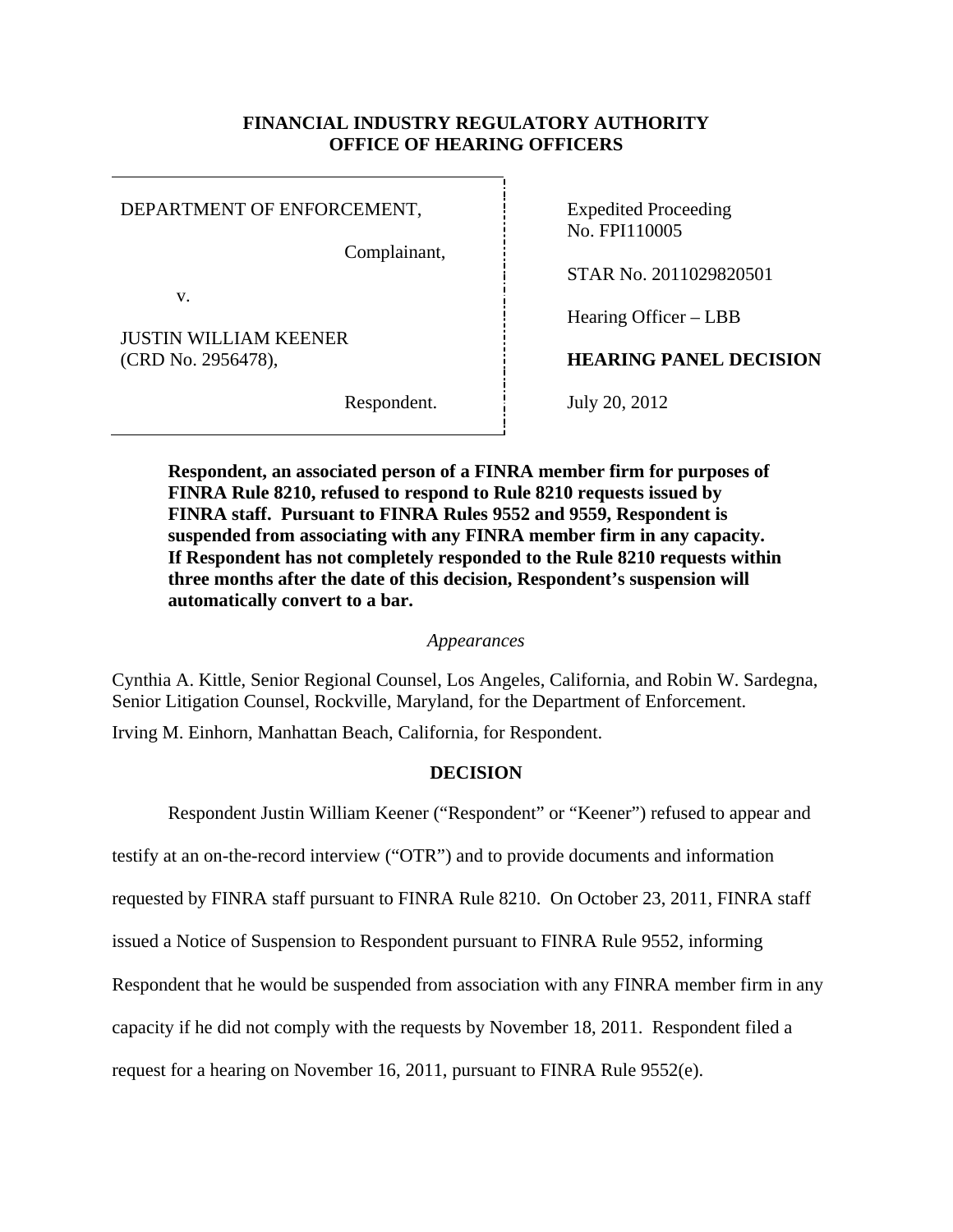**FINANCIAL INDUSTRY REGULATORY AUTHORITY**
**OFFICE OF HEARING OFFICERS**

| | |
|---|---|
| DEPARTMENT OF ENFORCEMENT,<br><br>Complainant,<br><br>v.<br><br>JUSTIN WILLIAM KEENER<br>(CRD No. 2956478),<br><br>Respondent. | Expedited Proceeding<br>No. FPI110005<br><br>STAR No. 2011029820501<br><br>Hearing Officer – LBB<br><br>**HEARING PANEL DECISION**<br><br>July 20, 2012 |

**Respondent, an associated person of a FINRA member firm for purposes of FINRA Rule 8210, refused to respond to Rule 8210 requests issued by FINRA staff. Pursuant to FINRA Rules 9552 and 9559, Respondent is suspended from associating with any FINRA member firm in any capacity. If Respondent has not completely responded to the Rule 8210 requests within three months after the date of this decision, Respondent's suspension will automatically convert to a bar.**

*Appearances*

Cynthia A. Kittle, Senior Regional Counsel, Los Angeles, California, and Robin W. Sardegna, Senior Litigation Counsel, Rockville, Maryland, for the Department of Enforcement.

Irving M. Einhorn, Manhattan Beach, California, for Respondent.

**DECISION**

Respondent Justin William Keener ("Respondent" or "Keener") refused to appear and testify at an on-the-record interview ("OTR") and to provide documents and information requested by FINRA staff pursuant to FINRA Rule 8210. On October 23, 2011, FINRA staff issued a Notice of Suspension to Respondent pursuant to FINRA Rule 9552, informing Respondent that he would be suspended from association with any FINRA member firm in any capacity if he did not comply with the requests by November 18, 2011. Respondent filed a request for a hearing on November 16, 2011, pursuant to FINRA Rule 9552(e).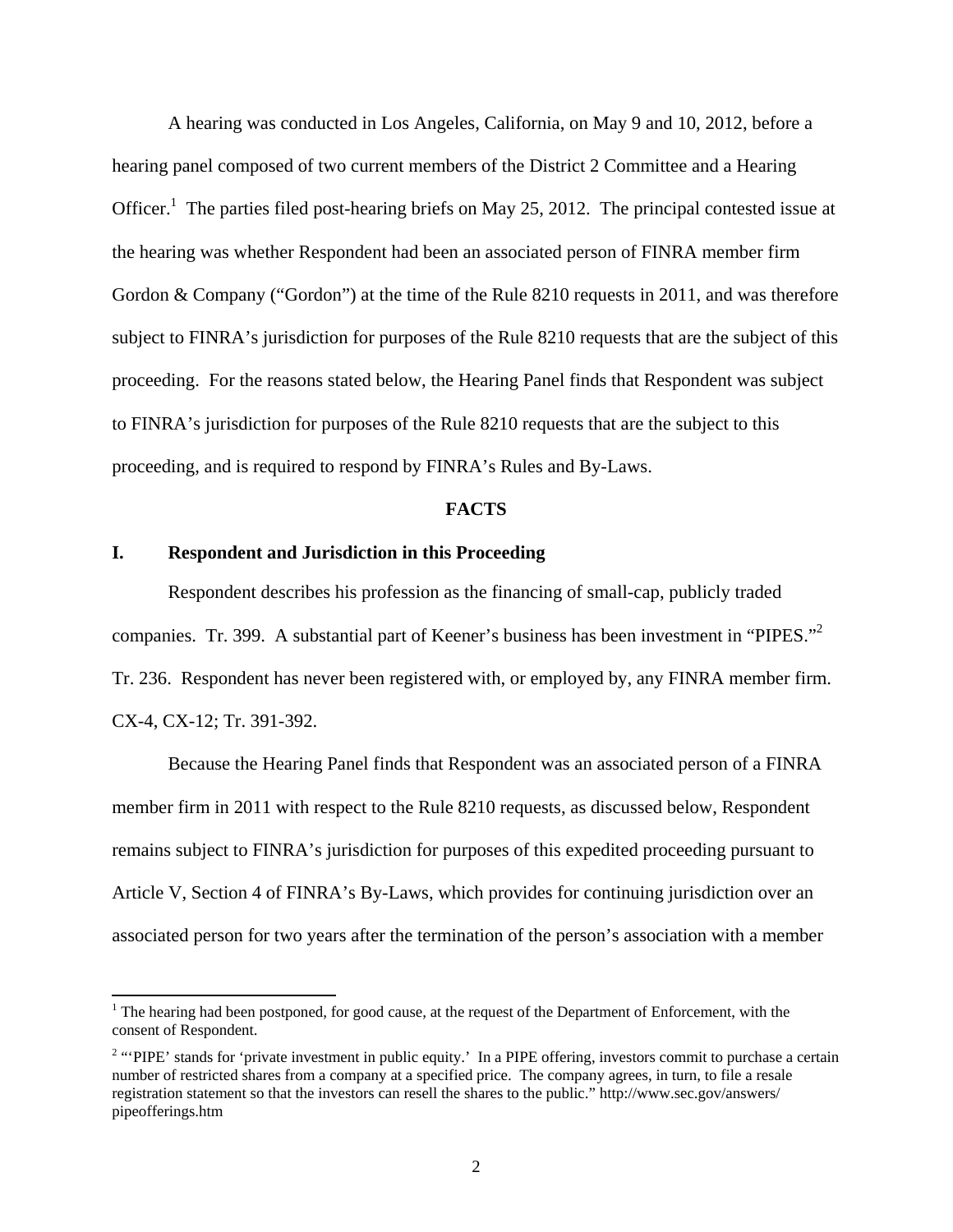A hearing was conducted in Los Angeles, California, on May 9 and 10, 2012, before a hearing panel composed of two current members of the District 2 Committee and a Hearing Officer.[1] The parties filed post-hearing briefs on May 25, 2012. The principal contested issue at the hearing was whether Respondent had been an associated person of FINRA member firm Gordon & Company ("Gordon") at the time of the Rule 8210 requests in 2011, and was therefore subject to FINRA's jurisdiction for purposes of the Rule 8210 requests that are the subject of this proceeding. For the reasons stated below, the Hearing Panel finds that Respondent was subject to FINRA's jurisdiction for purposes of the Rule 8210 requests that are the subject to this proceeding, and is required to respond by FINRA's Rules and By-Laws.

## FACTS

### I. Respondent and Jurisdiction in this Proceeding

Respondent describes his profession as the financing of small-cap, publicly traded companies. Tr. 399. A substantial part of Keener's business has been investment in "PIPES."[2] Tr. 236. Respondent has never been registered with, or employed by, any FINRA member firm. CX-4, CX-12; Tr. 391-392.

Because the Hearing Panel finds that Respondent was an associated person of a FINRA member firm in 2011 with respect to the Rule 8210 requests, as discussed below, Respondent remains subject to FINRA's jurisdiction for purposes of this expedited proceeding pursuant to Article V, Section 4 of FINRA's By-Laws, which provides for continuing jurisdiction over an associated person for two years after the termination of the person's association with a member

---

[1] The hearing had been postponed, for good cause, at the request of the Department of Enforcement, with the consent of Respondent.

[2] "'PIPE' stands for 'private investment in public equity.' In a PIPE offering, investors commit to purchase a certain number of restricted shares from a company at a specified price. The company agrees, in turn, to file a resale registration statement so that the investors can resell the shares to the public." http://www.sec.gov/answers/pipeofferings.htm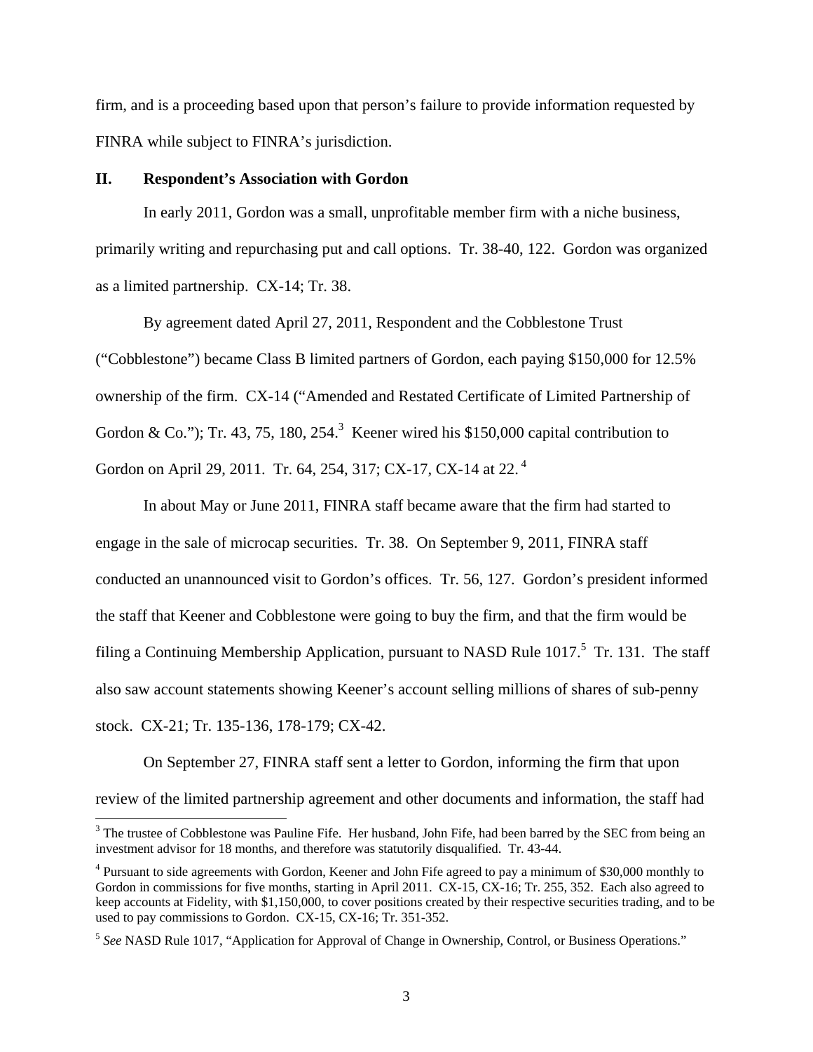firm, and is a proceeding based upon that person's failure to provide information requested by FINRA while subject to FINRA's jurisdiction.

## II. Respondent's Association with Gordon

In early 2011, Gordon was a small, unprofitable member firm with a niche business, primarily writing and repurchasing put and call options. Tr. 38-40, 122. Gordon was organized as a limited partnership. CX-14; Tr. 38.

By agreement dated April 27, 2011, Respondent and the Cobblestone Trust ("Cobblestone") became Class B limited partners of Gordon, each paying $150,000 for 12.5% ownership of the firm. CX-14 ("Amended and Restated Certificate of Limited Partnership of Gordon & Co."); Tr. 43, 75, 180, 254.[3] Keener wired his $150,000 capital contribution to Gordon on April 29, 2011. Tr. 64, 254, 317; CX-17, CX-14 at 22.[4]

In about May or June 2011, FINRA staff became aware that the firm had started to engage in the sale of microcap securities. Tr. 38. On September 9, 2011, FINRA staff conducted an unannounced visit to Gordon's offices. Tr. 56, 127. Gordon's president informed the staff that Keener and Cobblestone were going to buy the firm, and that the firm would be filing a Continuing Membership Application, pursuant to NASD Rule 1017.[5] Tr. 131. The staff also saw account statements showing Keener's account selling millions of shares of sub-penny stock. CX-21; Tr. 135-136, 178-179; CX-42.

On September 27, FINRA staff sent a letter to Gordon, informing the firm that upon review of the limited partnership agreement and other documents and information, the staff had

---

[3] The trustee of Cobblestone was Pauline Fife. Her husband, John Fife, had been barred by the SEC from being an investment advisor for 18 months, and therefore was statutorily disqualified. Tr. 43-44.

[4] Pursuant to side agreements with Gordon, Keener and John Fife agreed to pay a minimum of $30,000 monthly to Gordon in commissions for five months, starting in April 2011. CX-15, CX-16; Tr. 255, 352. Each also agreed to keep accounts at Fidelity, with $1,150,000, to cover positions created by their respective securities trading, and to be used to pay commissions to Gordon. CX-15, CX-16; Tr. 351-352.

[5] *See* NASD Rule 1017, "Application for Approval of Change in Ownership, Control, or Business Operations."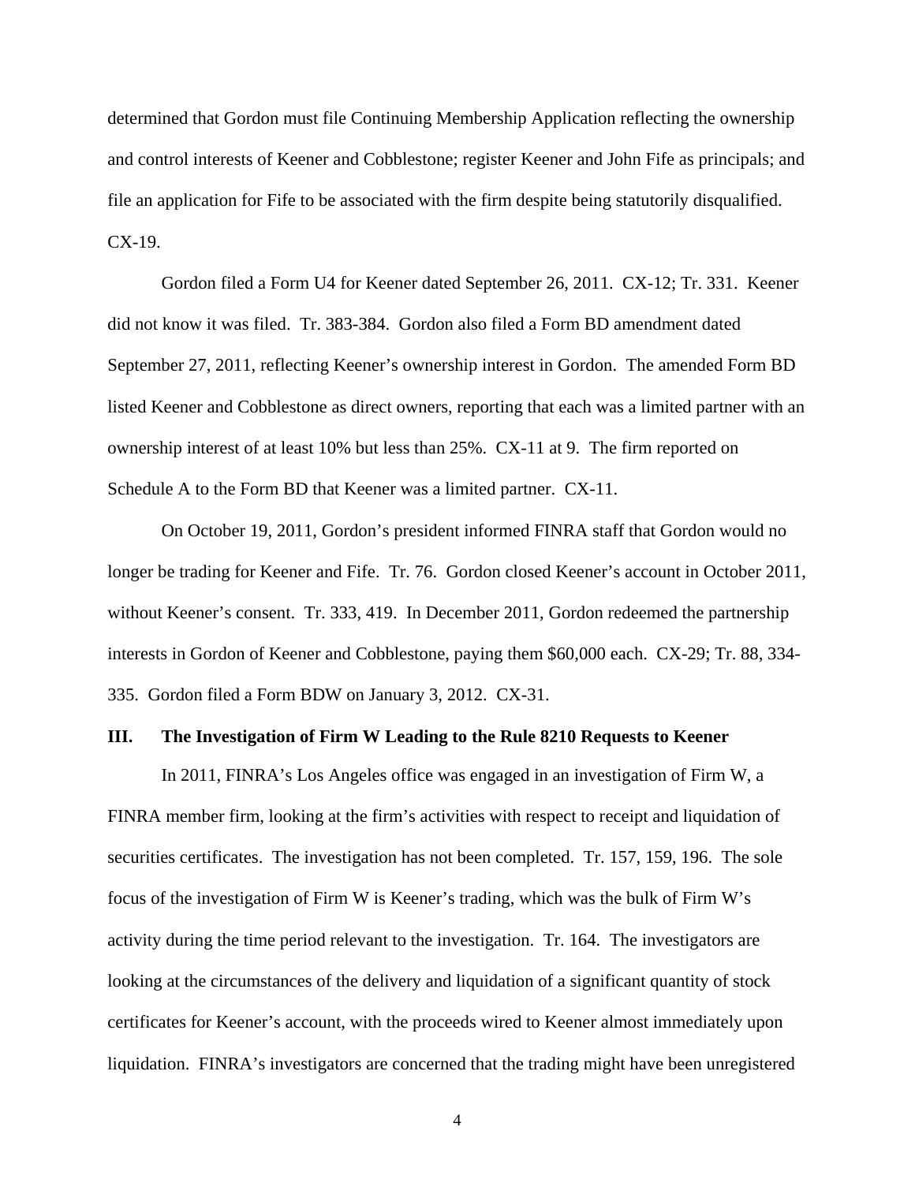determined that Gordon must file Continuing Membership Application reflecting the ownership and control interests of Keener and Cobblestone; register Keener and John Fife as principals; and file an application for Fife to be associated with the firm despite being statutorily disqualified. CX-19.

Gordon filed a Form U4 for Keener dated September 26, 2011. CX-12; Tr. 331. Keener did not know it was filed. Tr. 383-384. Gordon also filed a Form BD amendment dated September 27, 2011, reflecting Keener's ownership interest in Gordon. The amended Form BD listed Keener and Cobblestone as direct owners, reporting that each was a limited partner with an ownership interest of at least 10% but less than 25%. CX-11 at 9. The firm reported on Schedule A to the Form BD that Keener was a limited partner. CX-11.

On October 19, 2011, Gordon's president informed FINRA staff that Gordon would no longer be trading for Keener and Fife. Tr. 76. Gordon closed Keener's account in October 2011, without Keener's consent. Tr. 333, 419. In December 2011, Gordon redeemed the partnership interests in Gordon of Keener and Cobblestone, paying them $60,000 each. CX-29; Tr. 88, 334-335. Gordon filed a Form BDW on January 3, 2012. CX-31.

### III. The Investigation of Firm W Leading to the Rule 8210 Requests to Keener

In 2011, FINRA's Los Angeles office was engaged in an investigation of Firm W, a FINRA member firm, looking at the firm's activities with respect to receipt and liquidation of securities certificates. The investigation has not been completed. Tr. 157, 159, 196. The sole focus of the investigation of Firm W is Keener's trading, which was the bulk of Firm W's activity during the time period relevant to the investigation. Tr. 164. The investigators are looking at the circumstances of the delivery and liquidation of a significant quantity of stock certificates for Keener's account, with the proceeds wired to Keener almost immediately upon liquidation. FINRA's investigators are concerned that the trading might have been unregistered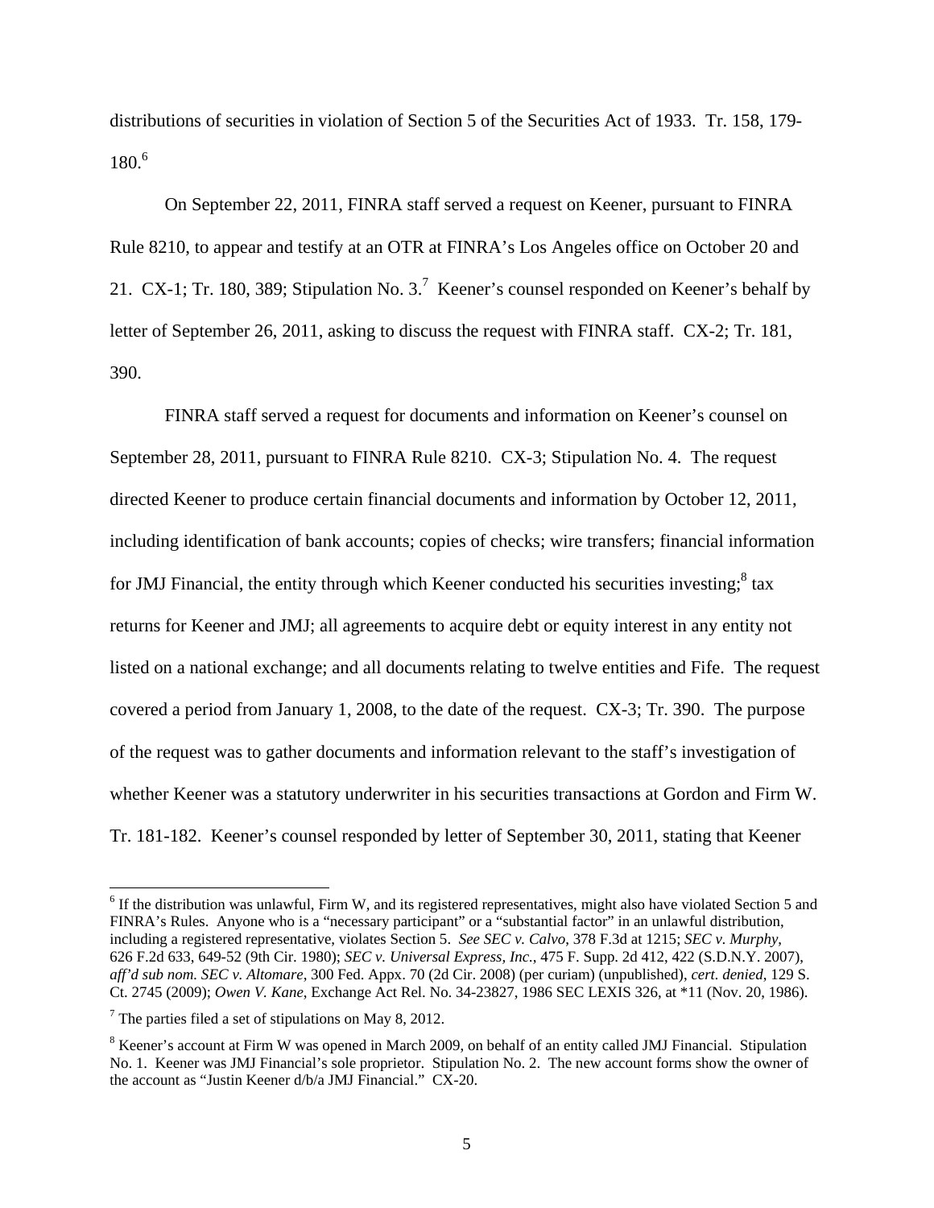distributions of securities in violation of Section 5 of the Securities Act of 1933. Tr. 158, 179-180.[6]

On September 22, 2011, FINRA staff served a request on Keener, pursuant to FINRA Rule 8210, to appear and testify at an OTR at FINRA's Los Angeles office on October 20 and 21. CX-1; Tr. 180, 389; Stipulation No. 3.[7] Keener's counsel responded on Keener's behalf by letter of September 26, 2011, asking to discuss the request with FINRA staff. CX-2; Tr. 181, 390.

FINRA staff served a request for documents and information on Keener's counsel on September 28, 2011, pursuant to FINRA Rule 8210. CX-3; Stipulation No. 4. The request directed Keener to produce certain financial documents and information by October 12, 2011, including identification of bank accounts; copies of checks; wire transfers; financial information for JMJ Financial, the entity through which Keener conducted his securities investing;[8] tax returns for Keener and JMJ; all agreements to acquire debt or equity interest in any entity not listed on a national exchange; and all documents relating to twelve entities and Fife. The request covered a period from January 1, 2008, to the date of the request. CX-3; Tr. 390. The purpose of the request was to gather documents and information relevant to the staff's investigation of whether Keener was a statutory underwriter in his securities transactions at Gordon and Firm W. Tr. 181-182. Keener's counsel responded by letter of September 30, 2011, stating that Keener

[6] If the distribution was unlawful, Firm W, and its registered representatives, might also have violated Section 5 and FINRA's Rules. Anyone who is a "necessary participant" or a "substantial factor" in an unlawful distribution, including a registered representative, violates Section 5. *See SEC v. Calvo*, 378 F.3d at 1215; *SEC v. Murphy*, 626 F.2d 633, 649-52 (9th Cir. 1980); *SEC v. Universal Express, Inc.*, 475 F. Supp. 2d 412, 422 (S.D.N.Y. 2007), *aff'd sub nom. SEC v. Altomare*, 300 Fed. Appx. 70 (2d Cir. 2008) (per curiam) (unpublished), *cert. denied*, 129 S. Ct. 2745 (2009); *Owen V. Kane*, Exchange Act Rel. No. 34-23827, 1986 SEC LEXIS 326, at *11 (Nov. 20, 1986).

[7] The parties filed a set of stipulations on May 8, 2012.

[8] Keener's account at Firm W was opened in March 2009, on behalf of an entity called JMJ Financial. Stipulation No. 1. Keener was JMJ Financial's sole proprietor. Stipulation No. 2. The new account forms show the owner of the account as "Justin Keener d/b/a JMJ Financial." CX-20.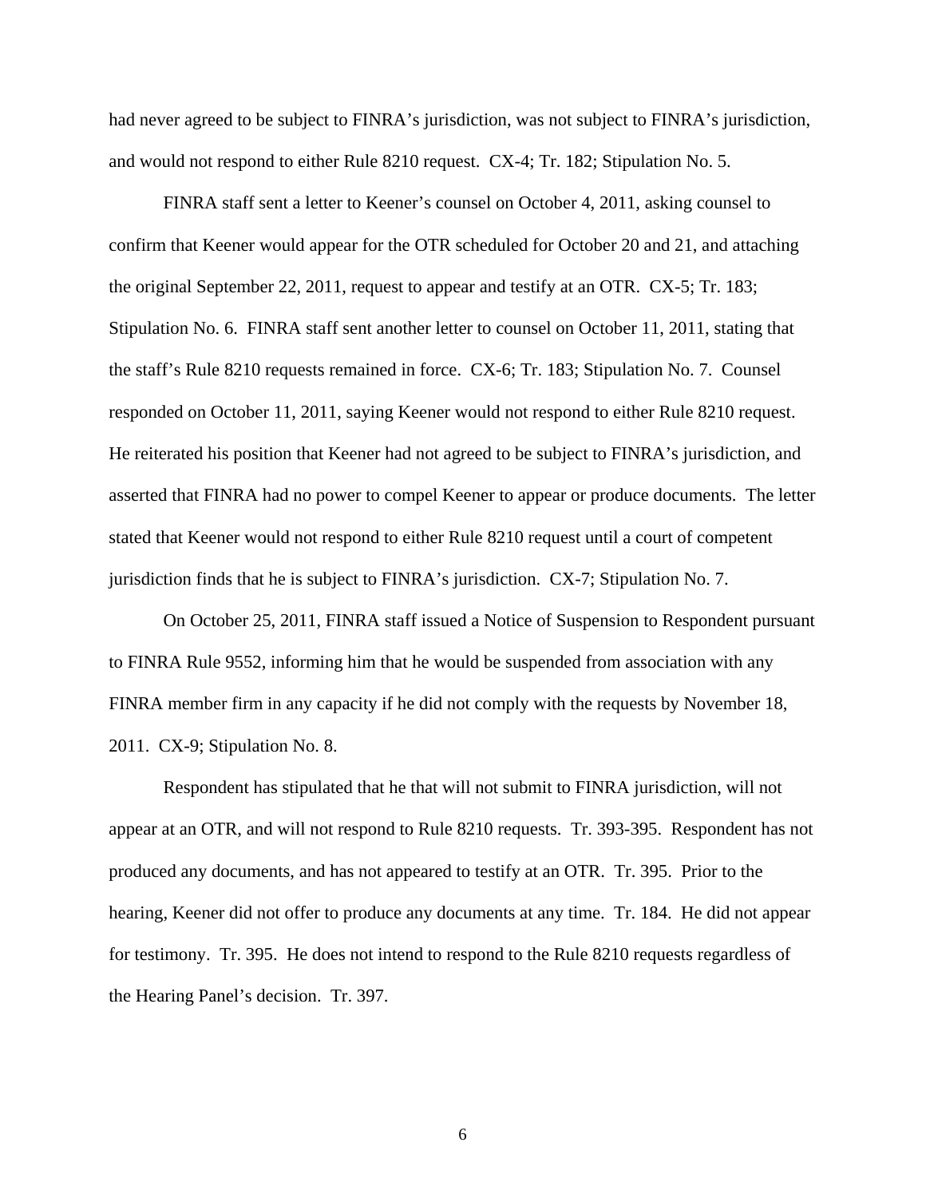had never agreed to be subject to FINRA's jurisdiction, was not subject to FINRA's jurisdiction, and would not respond to either Rule 8210 request. CX-4; Tr. 182; Stipulation No. 5.

FINRA staff sent a letter to Keener's counsel on October 4, 2011, asking counsel to confirm that Keener would appear for the OTR scheduled for October 20 and 21, and attaching the original September 22, 2011, request to appear and testify at an OTR. CX-5; Tr. 183; Stipulation No. 6. FINRA staff sent another letter to counsel on October 11, 2011, stating that the staff's Rule 8210 requests remained in force. CX-6; Tr. 183; Stipulation No. 7. Counsel responded on October 11, 2011, saying Keener would not respond to either Rule 8210 request. He reiterated his position that Keener had not agreed to be subject to FINRA's jurisdiction, and asserted that FINRA had no power to compel Keener to appear or produce documents. The letter stated that Keener would not respond to either Rule 8210 request until a court of competent jurisdiction finds that he is subject to FINRA's jurisdiction. CX-7; Stipulation No. 7.

On October 25, 2011, FINRA staff issued a Notice of Suspension to Respondent pursuant to FINRA Rule 9552, informing him that he would be suspended from association with any FINRA member firm in any capacity if he did not comply with the requests by November 18, 2011. CX-9; Stipulation No. 8.

Respondent has stipulated that he that will not submit to FINRA jurisdiction, will not appear at an OTR, and will not respond to Rule 8210 requests. Tr. 393-395. Respondent has not produced any documents, and has not appeared to testify at an OTR. Tr. 395. Prior to the hearing, Keener did not offer to produce any documents at any time. Tr. 184. He did not appear for testimony. Tr. 395. He does not intend to respond to the Rule 8210 requests regardless of the Hearing Panel's decision. Tr. 397.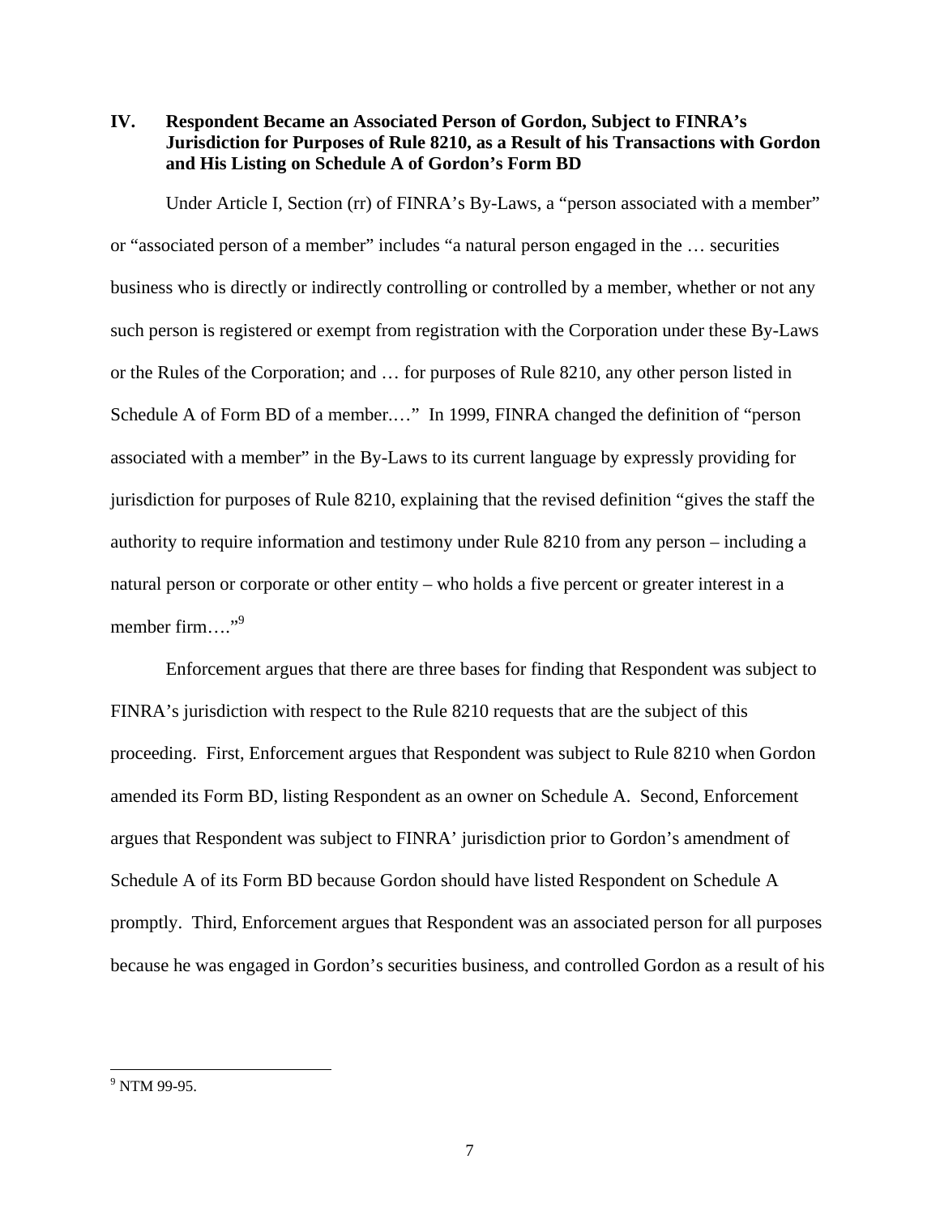## IV. Respondent Became an Associated Person of Gordon, Subject to FINRA's Jurisdiction for Purposes of Rule 8210, as a Result of his Transactions with Gordon and His Listing on Schedule A of Gordon's Form BD

Under Article I, Section (rr) of FINRA's By-Laws, a "person associated with a member" or "associated person of a member" includes "a natural person engaged in the … securities business who is directly or indirectly controlling or controlled by a member, whether or not any such person is registered or exempt from registration with the Corporation under these By-Laws or the Rules of the Corporation; and … for purposes of Rule 8210, any other person listed in Schedule A of Form BD of a member.…" In 1999, FINRA changed the definition of "person associated with a member" in the By-Laws to its current language by expressly providing for jurisdiction for purposes of Rule 8210, explaining that the revised definition "gives the staff the authority to require information and testimony under Rule 8210 from any person – including a natural person or corporate or other entity – who holds a five percent or greater interest in a member firm…."[9]

Enforcement argues that there are three bases for finding that Respondent was subject to FINRA's jurisdiction with respect to the Rule 8210 requests that are the subject of this proceeding. First, Enforcement argues that Respondent was subject to Rule 8210 when Gordon amended its Form BD, listing Respondent as an owner on Schedule A. Second, Enforcement argues that Respondent was subject to FINRA' jurisdiction prior to Gordon's amendment of Schedule A of its Form BD because Gordon should have listed Respondent on Schedule A promptly. Third, Enforcement argues that Respondent was an associated person for all purposes because he was engaged in Gordon's securities business, and controlled Gordon as a result of his

---

[9] NTM 99-95.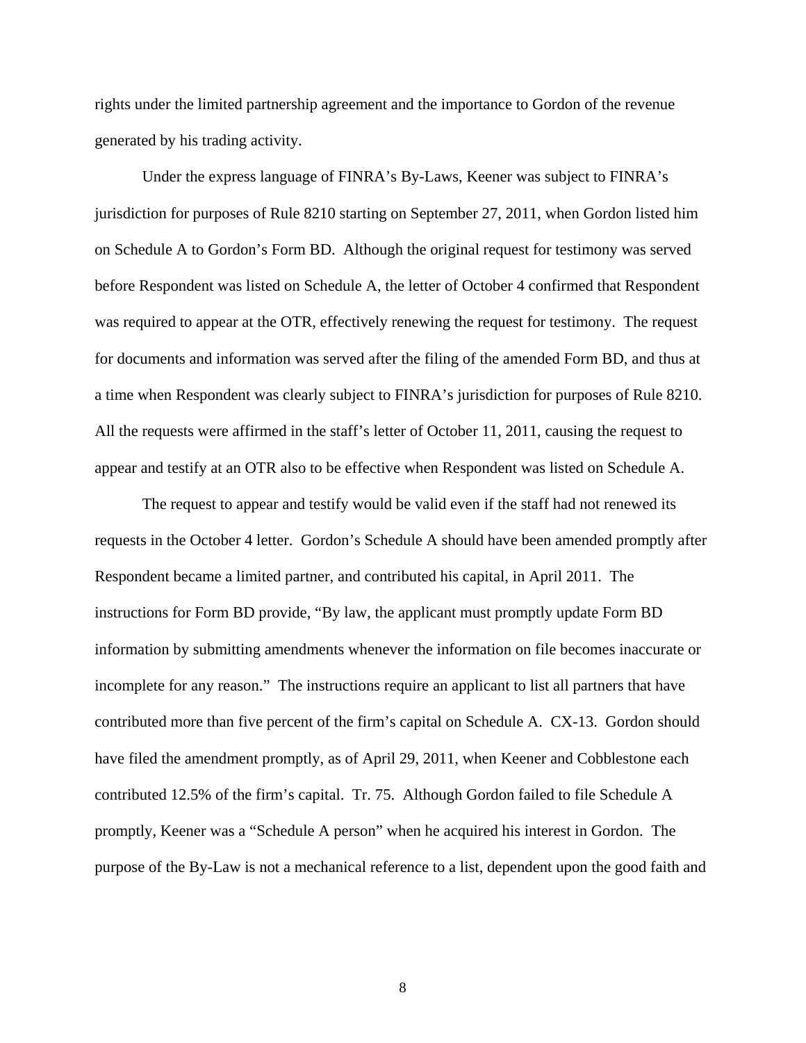rights under the limited partnership agreement and the importance to Gordon of the revenue generated by his trading activity.

Under the express language of FINRA's By-Laws, Keener was subject to FINRA's jurisdiction for purposes of Rule 8210 starting on September 27, 2011, when Gordon listed him on Schedule A to Gordon's Form BD. Although the original request for testimony was served before Respondent was listed on Schedule A, the letter of October 4 confirmed that Respondent was required to appear at the OTR, effectively renewing the request for testimony. The request for documents and information was served after the filing of the amended Form BD, and thus at a time when Respondent was clearly subject to FINRA's jurisdiction for purposes of Rule 8210. All the requests were affirmed in the staff's letter of October 11, 2011, causing the request to appear and testify at an OTR also to be effective when Respondent was listed on Schedule A.

The request to appear and testify would be valid even if the staff had not renewed its requests in the October 4 letter. Gordon's Schedule A should have been amended promptly after Respondent became a limited partner, and contributed his capital, in April 2011. The instructions for Form BD provide, "By law, the applicant must promptly update Form BD information by submitting amendments whenever the information on file becomes inaccurate or incomplete for any reason." The instructions require an applicant to list all partners that have contributed more than five percent of the firm's capital on Schedule A. CX-13. Gordon should have filed the amendment promptly, as of April 29, 2011, when Keener and Cobblestone each contributed 12.5% of the firm's capital. Tr. 75. Although Gordon failed to file Schedule A promptly, Keener was a "Schedule A person" when he acquired his interest in Gordon. The purpose of the By-Law is not a mechanical reference to a list, dependent upon the good faith and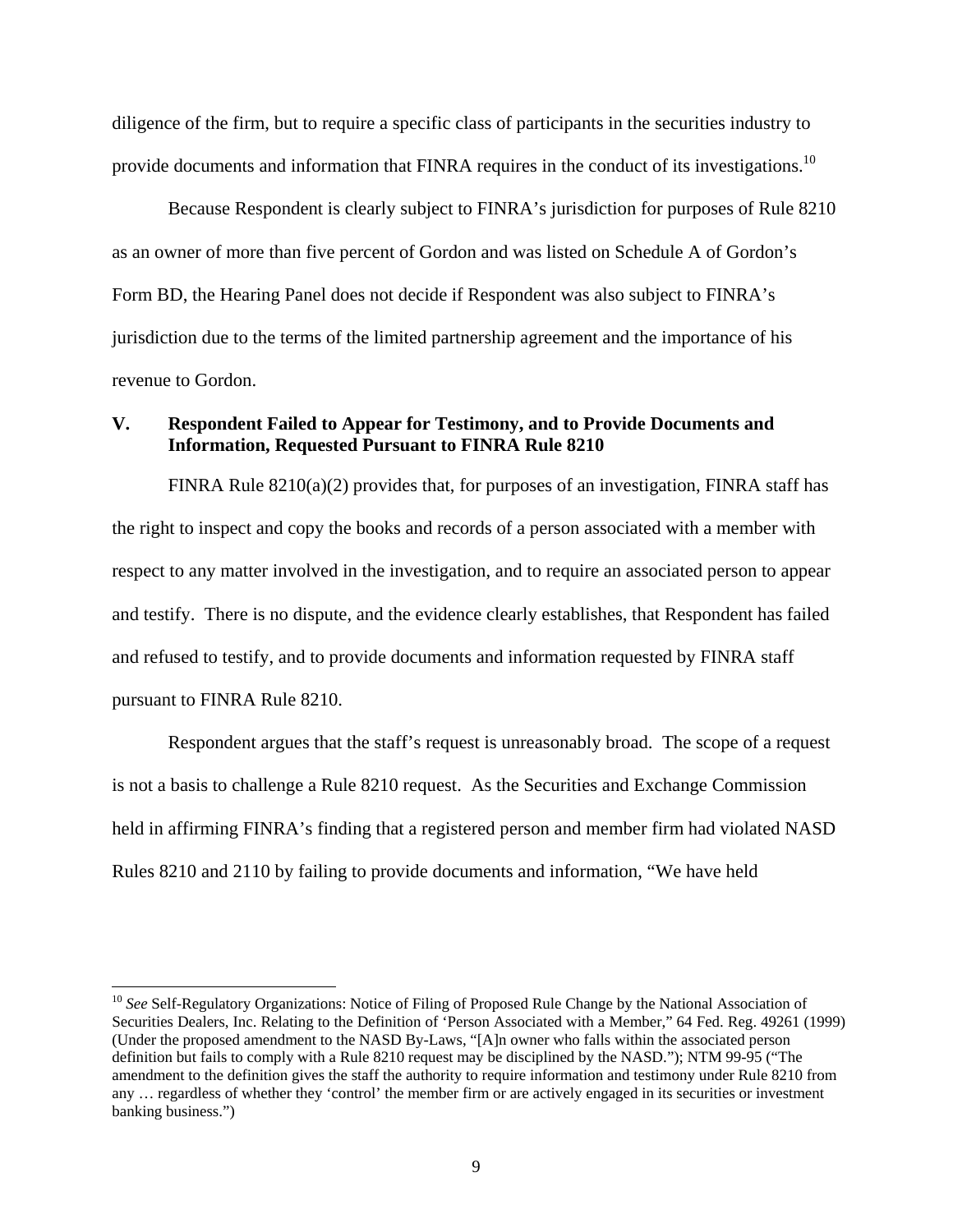diligence of the firm, but to require a specific class of participants in the securities industry to provide documents and information that FINRA requires in the conduct of its investigations.[10]

Because Respondent is clearly subject to FINRA's jurisdiction for purposes of Rule 8210 as an owner of more than five percent of Gordon and was listed on Schedule A of Gordon's Form BD, the Hearing Panel does not decide if Respondent was also subject to FINRA's jurisdiction due to the terms of the limited partnership agreement and the importance of his revenue to Gordon.

## V. Respondent Failed to Appear for Testimony, and to Provide Documents and Information, Requested Pursuant to FINRA Rule 8210

FINRA Rule 8210(a)(2) provides that, for purposes of an investigation, FINRA staff has the right to inspect and copy the books and records of a person associated with a member with respect to any matter involved in the investigation, and to require an associated person to appear and testify. There is no dispute, and the evidence clearly establishes, that Respondent has failed and refused to testify, and to provide documents and information requested by FINRA staff pursuant to FINRA Rule 8210.

Respondent argues that the staff's request is unreasonably broad. The scope of a request is not a basis to challenge a Rule 8210 request. As the Securities and Exchange Commission held in affirming FINRA's finding that a registered person and member firm had violated NASD Rules 8210 and 2110 by failing to provide documents and information, "We have held

---

[10] *See* Self-Regulatory Organizations: Notice of Filing of Proposed Rule Change by the National Association of Securities Dealers, Inc. Relating to the Definition of 'Person Associated with a Member," 64 Fed. Reg. 49261 (1999) (Under the proposed amendment to the NASD By-Laws, "[A]n owner who falls within the associated person definition but fails to comply with a Rule 8210 request may be disciplined by the NASD."); NTM 99-95 ("The amendment to the definition gives the staff the authority to require information and testimony under Rule 8210 from any … regardless of whether they 'control' the member firm or are actively engaged in its securities or investment banking business.")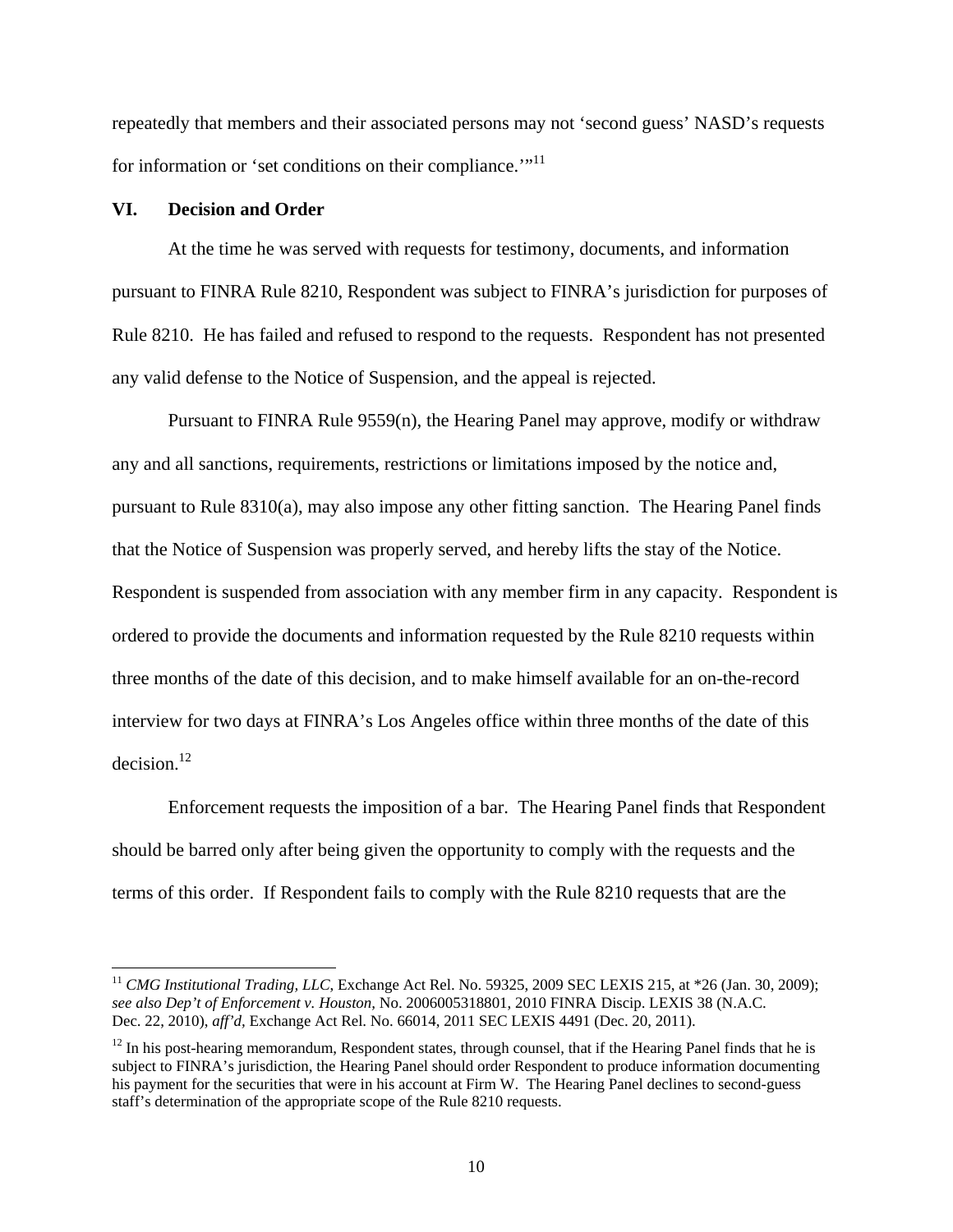repeatedly that members and their associated persons may not 'second guess' NASD's requests for information or 'set conditions on their compliance.'"[11]

## VI. Decision and Order

At the time he was served with requests for testimony, documents, and information pursuant to FINRA Rule 8210, Respondent was subject to FINRA's jurisdiction for purposes of Rule 8210. He has failed and refused to respond to the requests. Respondent has not presented any valid defense to the Notice of Suspension, and the appeal is rejected.

Pursuant to FINRA Rule 9559(n), the Hearing Panel may approve, modify or withdraw any and all sanctions, requirements, restrictions or limitations imposed by the notice and, pursuant to Rule 8310(a), may also impose any other fitting sanction. The Hearing Panel finds that the Notice of Suspension was properly served, and hereby lifts the stay of the Notice. Respondent is suspended from association with any member firm in any capacity. Respondent is ordered to provide the documents and information requested by the Rule 8210 requests within three months of the date of this decision, and to make himself available for an on-the-record interview for two days at FINRA's Los Angeles office within three months of the date of this decision.[12]

Enforcement requests the imposition of a bar. The Hearing Panel finds that Respondent should be barred only after being given the opportunity to comply with the requests and the terms of this order. If Respondent fails to comply with the Rule 8210 requests that are the

---

[11] *CMG Institutional Trading, LLC*, Exchange Act Rel. No. 59325, 2009 SEC LEXIS 215, at *26 (Jan. 30, 2009); *see also Dep't of Enforcement v. Houston*, No. 2006005318801, 2010 FINRA Discip. LEXIS 38 (N.A.C. Dec. 22, 2010), *aff'd*, Exchange Act Rel. No. 66014, 2011 SEC LEXIS 4491 (Dec. 20, 2011).

[12] In his post-hearing memorandum, Respondent states, through counsel, that if the Hearing Panel finds that he is subject to FINRA's jurisdiction, the Hearing Panel should order Respondent to produce information documenting his payment for the securities that were in his account at Firm W. The Hearing Panel declines to second-guess staff's determination of the appropriate scope of the Rule 8210 requests.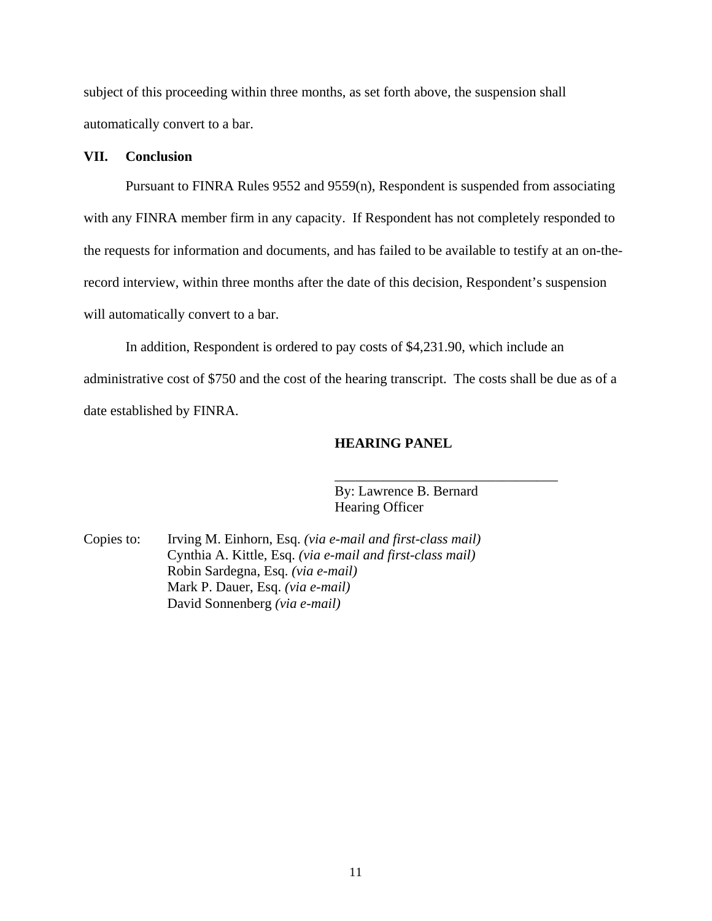subject of this proceeding within three months, as set forth above, the suspension shall automatically convert to a bar.

## VII. Conclusion

Pursuant to FINRA Rules 9552 and 9559(n), Respondent is suspended from associating with any FINRA member firm in any capacity. If Respondent has not completely responded to the requests for information and documents, and has failed to be available to testify at an on-the-record interview, within three months after the date of this decision, Respondent's suspension will automatically convert to a bar.

In addition, Respondent is ordered to pay costs of $4,231.90, which include an administrative cost of $750 and the cost of the hearing transcript. The costs shall be due as of a date established by FINRA.

**HEARING PANEL**

\_\_\_\_\_\_\_\_\_\_\_\_\_\_\_\_\_\_\_\_\_\_\_\_\_\_\_\_\_\_\_\_

By: Lawrence B. Bernard
Hearing Officer

Copies to:
Irving M. Einhorn, Esq. *(via e-mail and first-class mail)*
Cynthia A. Kittle, Esq. *(via e-mail and first-class mail)*
Robin Sardegna, Esq. *(via e-mail)*
Mark P. Dauer, Esq. *(via e-mail)*
David Sonnenberg *(via e-mail)*